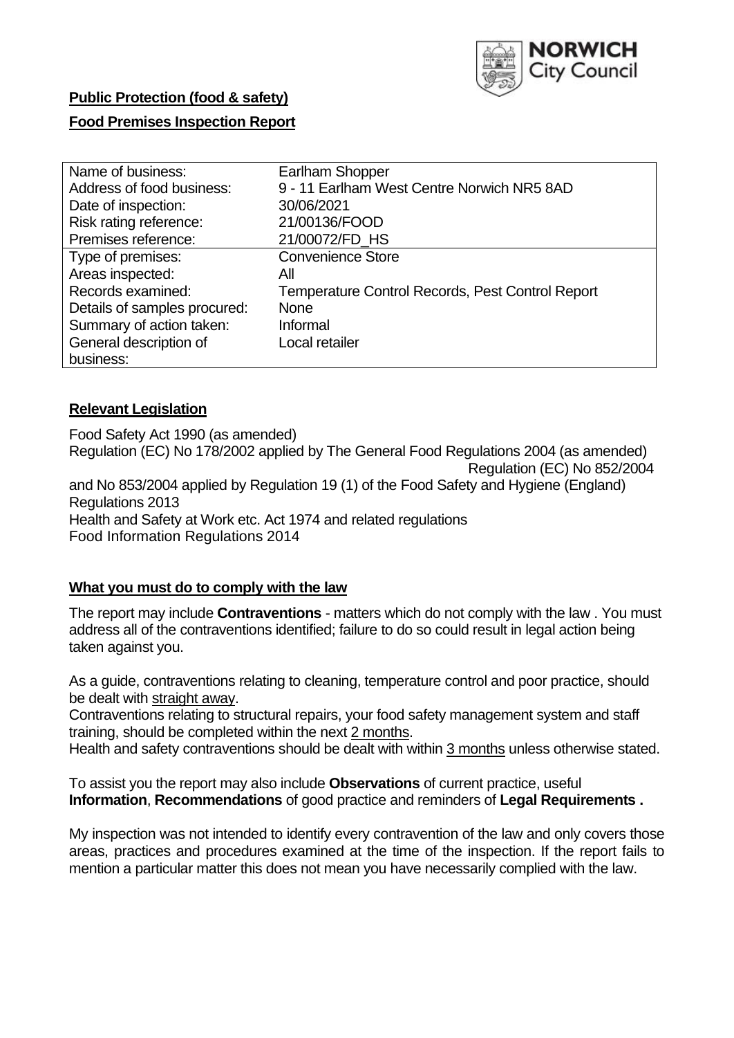**Public Protection (food & safety)**

**Food Premises Inspection Report**

| Name of business: | Earlham Shopper |
|---|---|
| Address of food business: | 9 - 11 Earlham West Centre Norwich NR5 8AD |
| Date of inspection: | 30/06/2021 |
| Risk rating reference: | 21/00136/FOOD |
| Premises reference: | 21/00072/FD_HS |
| Type of premises: | Convenience Store |
| Areas inspected: | All |
| Records examined: | Temperature Control Records, Pest Control Report |
| Details of samples procured: | None |
| Summary of action taken: | Informal |
| General description of business: | Local retailer |

## Relevant Legislation

Food Safety Act 1990 (as amended)
Regulation (EC) No 178/2002 applied by The General Food Regulations 2004 (as amended) Regulation (EC) No 852/2004 and No 853/2004 applied by Regulation 19 (1) of the Food Safety and Hygiene (England) Regulations 2013
Health and Safety at Work etc. Act 1974 and related regulations
Food Information Regulations 2014

## What you must do to comply with the law

The report may include **Contraventions** - matters which do not comply with the law . You must address all of the contraventions identified; failure to do so could result in legal action being taken against you.

As a guide, contraventions relating to cleaning, temperature control and poor practice, should be dealt with straight away.
Contraventions relating to structural repairs, your food safety management system and staff training, should be completed within the next 2 months.
Health and safety contraventions should be dealt with within 3 months unless otherwise stated.

To assist you the report may also include **Observations** of current practice, useful **Information**, **Recommendations** of good practice and reminders of **Legal Requirements .**

My inspection was not intended to identify every contravention of the law and only covers those areas, practices and procedures examined at the time of the inspection. If the report fails to mention a particular matter this does not mean you have necessarily complied with the law.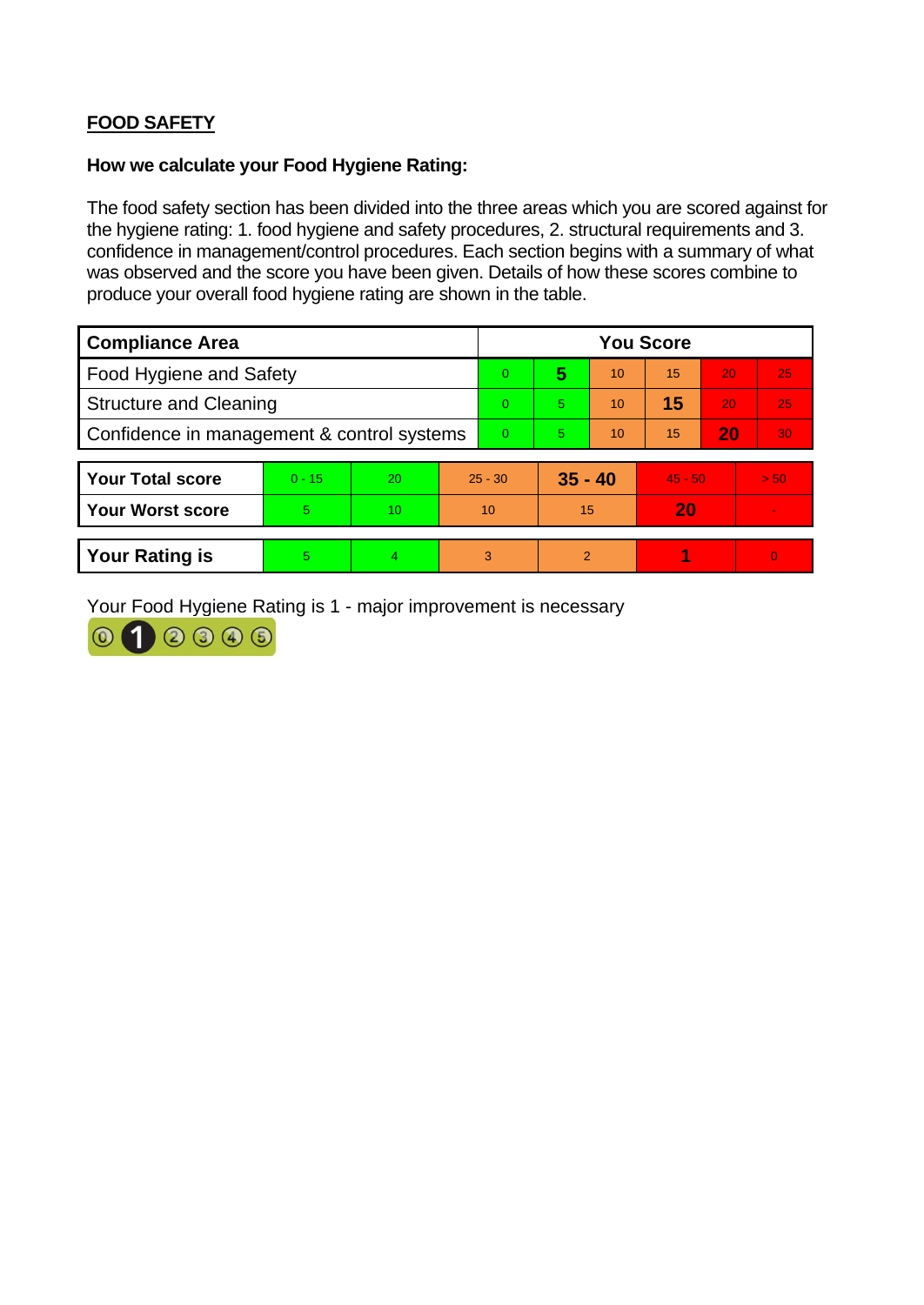## FOOD SAFETY

**How we calculate your Food Hygiene Rating:**

The food safety section has been divided into the three areas which you are scored against for the hygiene rating: 1. food hygiene and safety procedures, 2. structural requirements and 3. confidence in management/control procedures. Each section begins with a summary of what was observed and the score you have been given. Details of how these scores combine to produce your overall food hygiene rating are shown in the table.

| Compliance Area | You Score | | | | | |
|---|---|---|---|---|---|---|
| Food Hygiene and Safety | 0 | **5** | 10 | 15 | 20 | 25 |
| Structure and Cleaning | 0 | 5 | 10 | **15** | 20 | 25 |
| Confidence in management & control systems | 0 | 5 | 10 | 15 | **20** | 30 |

| | | | | | | |
|---|---|---|---|---|---|---|
| **Your Total score** | 0 - 15 | 20 | 25 - 30 | **35 - 40** | 45 - 50 | > 50 |
| **Your Worst score** | 5 | 10 | 10 | 15 | **20** | - |

| | | | | | | |
|---|---|---|---|---|---|---|
| **Your Rating is** | 5 | 4 | 3 | 2 | **1** | 0 |

Your Food Hygiene Rating is 1 - major improvement is necessary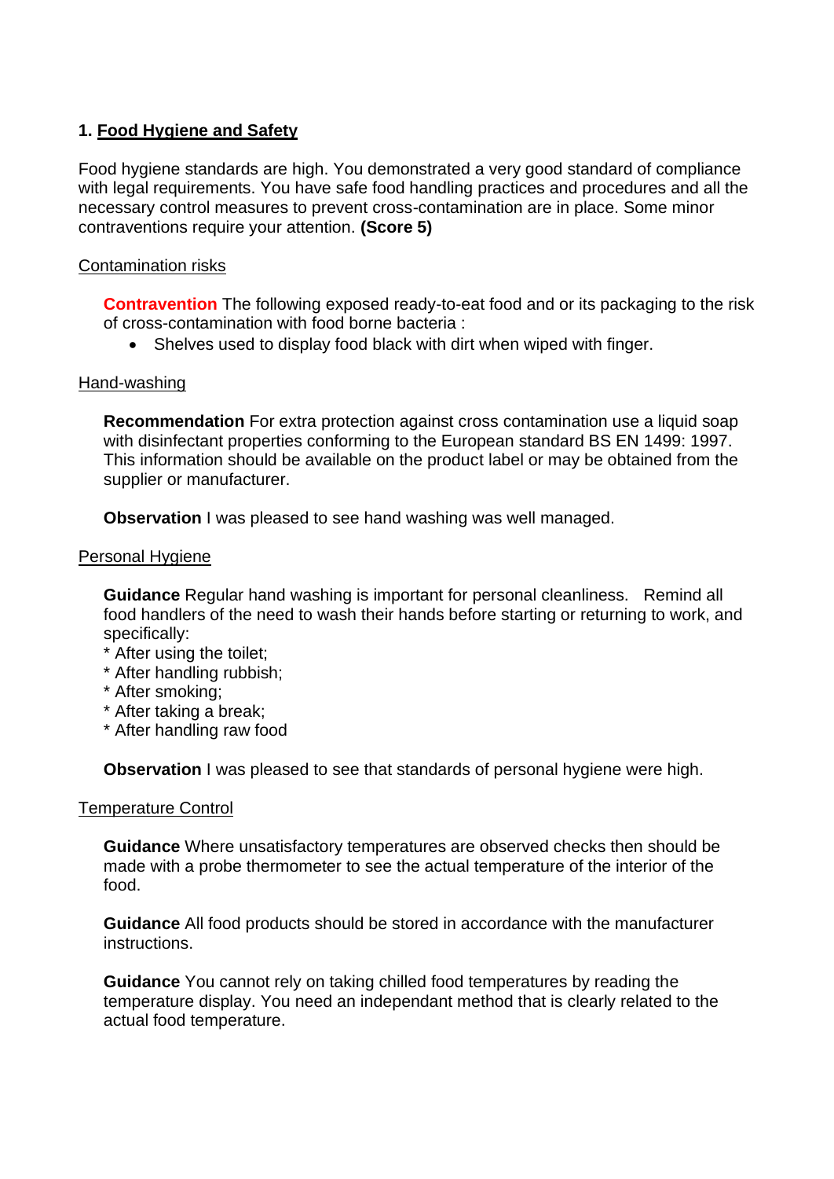## 1. <u>Food Hygiene and Safety</u>

Food hygiene standards are high. You demonstrated a very good standard of compliance with legal requirements. You have safe food handling practices and procedures and all the necessary control measures to prevent cross-contamination are in place. Some minor contraventions require your attention. **(Score 5)**

<u>Contamination risks</u>

**Contravention** The following exposed ready-to-eat food and or its packaging to the risk of cross-contamination with food borne bacteria :

- Shelves used to display food black with dirt when wiped with finger.

<u>Hand-washing</u>

**Recommendation** For extra protection against cross contamination use a liquid soap with disinfectant properties conforming to the European standard BS EN 1499: 1997. This information should be available on the product label or may be obtained from the supplier or manufacturer.

**Observation** I was pleased to see hand washing was well managed.

<u>Personal Hygiene</u>

**Guidance** Regular hand washing is important for personal cleanliness. Remind all food handlers of the need to wash their hands before starting or returning to work, and specifically:
* After using the toilet;
* After handling rubbish;
* After smoking;
* After taking a break;
* After handling raw food

**Observation** I was pleased to see that standards of personal hygiene were high.

<u>Temperature Control</u>

**Guidance** Where unsatisfactory temperatures are observed checks then should be made with a probe thermometer to see the actual temperature of the interior of the food.

**Guidance** All food products should be stored in accordance with the manufacturer instructions.

**Guidance** You cannot rely on taking chilled food temperatures by reading the temperature display. You need an independant method that is clearly related to the actual food temperature.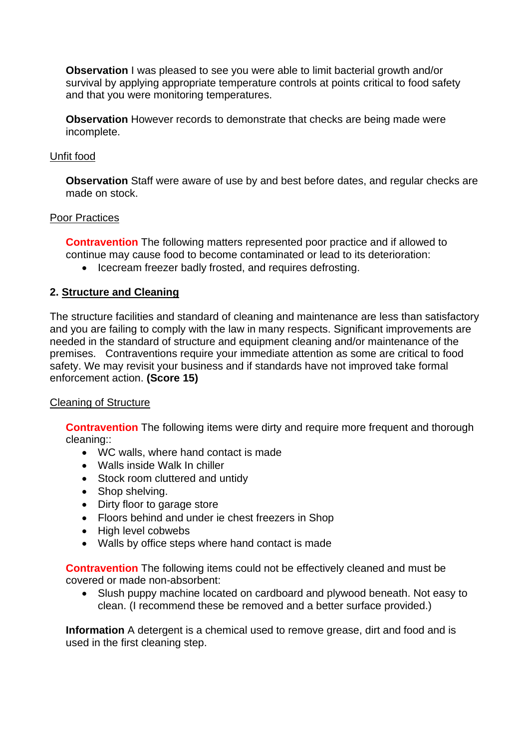**Observation** I was pleased to see you were able to limit bacterial growth and/or survival by applying appropriate temperature controls at points critical to food safety and that you were monitoring temperatures.

**Observation** However records to demonstrate that checks are being made were incomplete.

Unfit food

**Observation** Staff were aware of use by and best before dates, and regular checks are made on stock.

Poor Practices

**Contravention** The following matters represented poor practice and if allowed to continue may cause food to become contaminated or lead to its deterioration:

- Icecream freezer badly frosted, and requires defrosting.

## 2. Structure and Cleaning

The structure facilities and standard of cleaning and maintenance are less than satisfactory and you are failing to comply with the law in many respects. Significant improvements are needed in the standard of structure and equipment cleaning and/or maintenance of the premises. Contraventions require your immediate attention as some are critical to food safety. We may revisit your business and if standards have not improved take formal enforcement action. **(Score 15)**

Cleaning of Structure

**Contravention** The following items were dirty and require more frequent and thorough cleaning::

- WC walls, where hand contact is made
- Walls inside Walk In chiller
- Stock room cluttered and untidy
- Shop shelving.
- Dirty floor to garage store
- Floors behind and under ie chest freezers in Shop
- High level cobwebs
- Walls by office steps where hand contact is made

**Contravention** The following items could not be effectively cleaned and must be covered or made non-absorbent:

- Slush puppy machine located on cardboard and plywood beneath. Not easy to clean. (I recommend these be removed and a better surface provided.)

**Information** A detergent is a chemical used to remove grease, dirt and food and is used in the first cleaning step.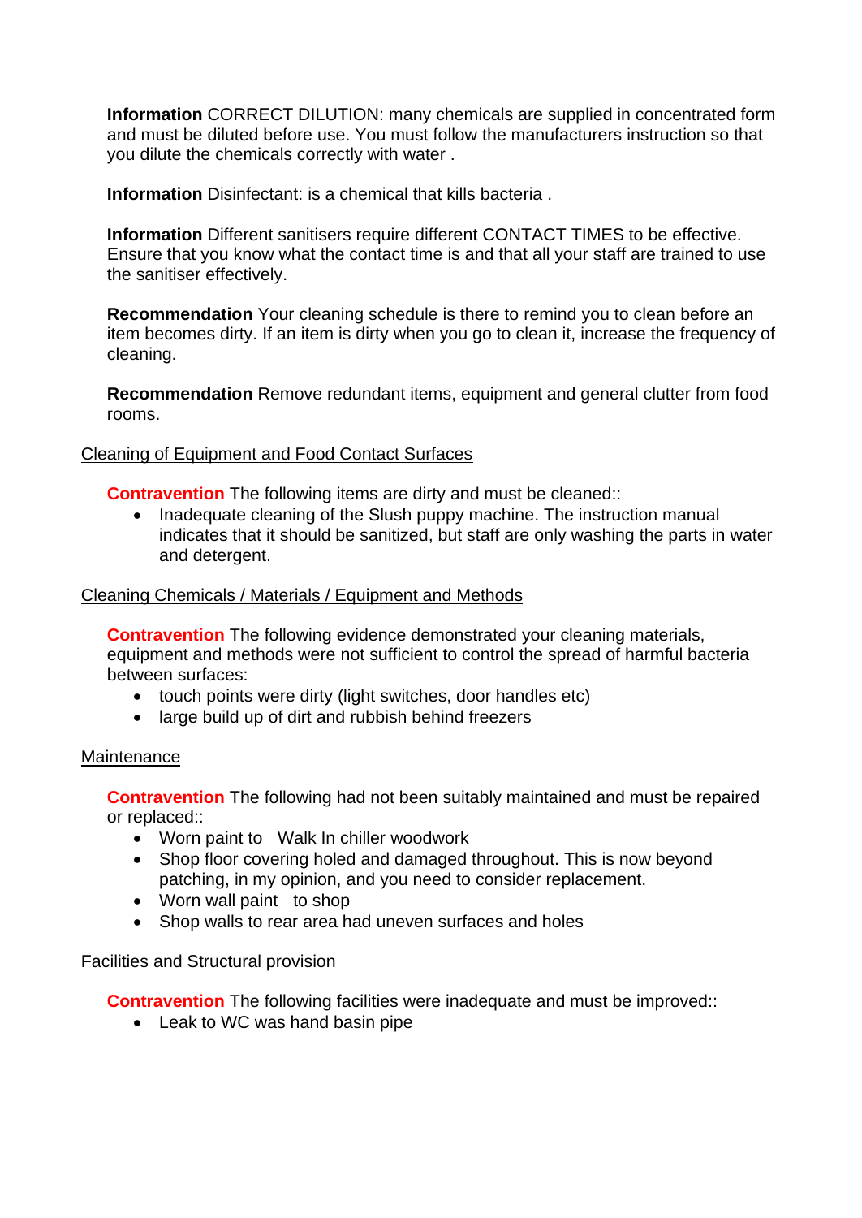**Information** CORRECT DILUTION: many chemicals are supplied in concentrated form and must be diluted before use. You must follow the manufacturers instruction so that you dilute the chemicals correctly with water .

**Information** Disinfectant: is a chemical that kills bacteria .

**Information** Different sanitisers require different CONTACT TIMES to be effective. Ensure that you know what the contact time is and that all your staff are trained to use the sanitiser effectively.

**Recommendation** Your cleaning schedule is there to remind you to clean before an item becomes dirty. If an item is dirty when you go to clean it, increase the frequency of cleaning.

**Recommendation** Remove redundant items, equipment and general clutter from food rooms.

Cleaning of Equipment and Food Contact Surfaces

**Contravention** The following items are dirty and must be cleaned::

- Inadequate cleaning of the Slush puppy machine. The instruction manual indicates that it should be sanitized, but staff are only washing the parts in water and detergent.

Cleaning Chemicals / Materials / Equipment and Methods

**Contravention** The following evidence demonstrated your cleaning materials, equipment and methods were not sufficient to control the spread of harmful bacteria between surfaces:

- touch points were dirty (light switches, door handles etc)
- large build up of dirt and rubbish behind freezers

Maintenance

**Contravention** The following had not been suitably maintained and must be repaired or replaced::

- Worn paint to Walk In chiller woodwork
- Shop floor covering holed and damaged throughout. This is now beyond patching, in my opinion, and you need to consider replacement.
- Worn wall paint to shop
- Shop walls to rear area had uneven surfaces and holes

Facilities and Structural provision

**Contravention** The following facilities were inadequate and must be improved::

- Leak to WC was hand basin pipe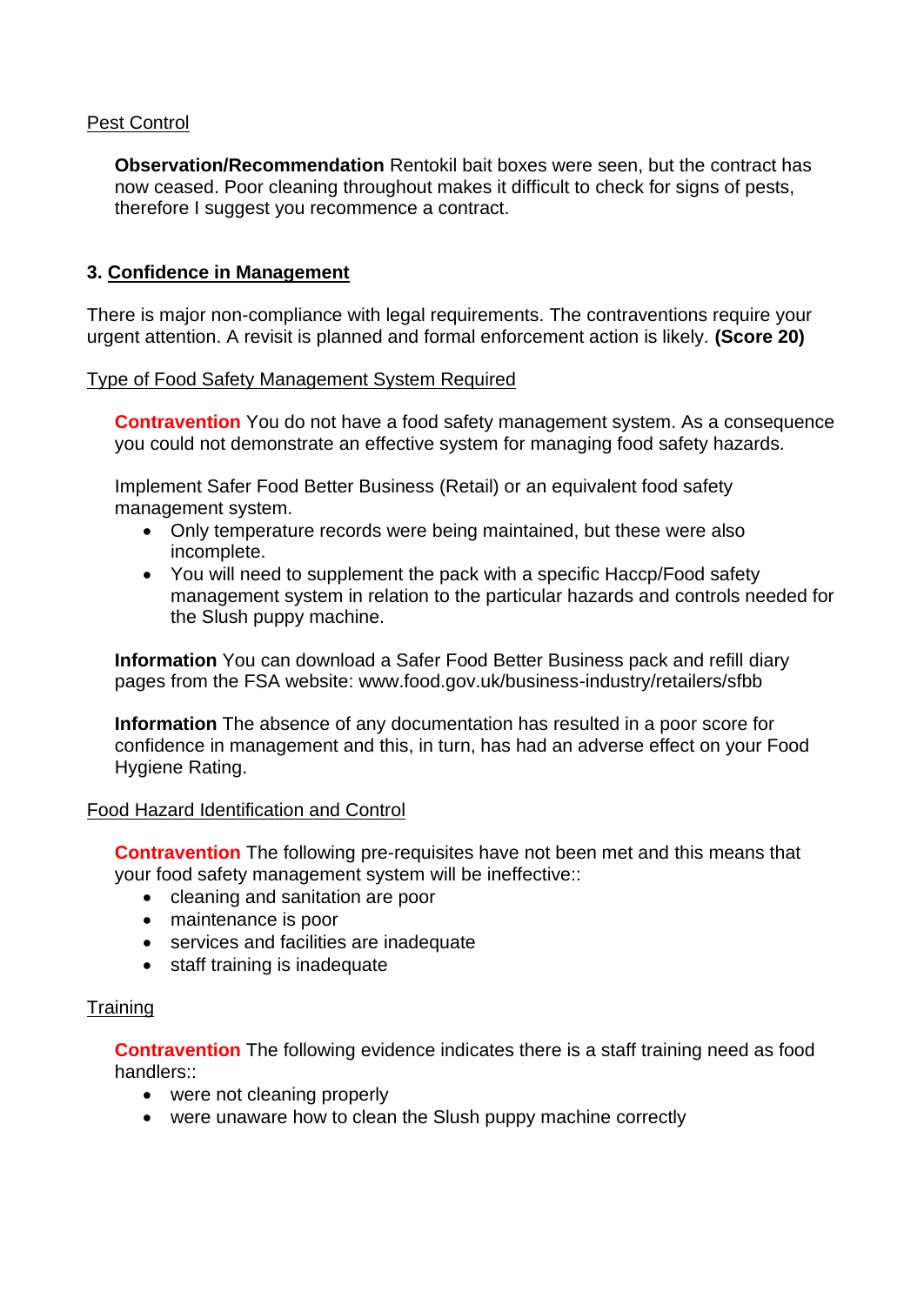Pest Control

**Observation/Recommendation** Rentokil bait boxes were seen, but the contract has now ceased. Poor cleaning throughout makes it difficult to check for signs of pests, therefore I suggest you recommence a contract.

## 3. Confidence in Management

There is major non-compliance with legal requirements. The contraventions require your urgent attention. A revisit is planned and formal enforcement action is likely. **(Score 20)**

Type of Food Safety Management System Required

**Contravention** You do not have a food safety management system. As a consequence you could not demonstrate an effective system for managing food safety hazards.

Implement Safer Food Better Business (Retail) or an equivalent food safety management system.

- Only temperature records were being maintained, but these were also incomplete.
- You will need to supplement the pack with a specific Haccp/Food safety management system in relation to the particular hazards and controls needed for the Slush puppy machine.

**Information** You can download a Safer Food Better Business pack and refill diary pages from the FSA website: www.food.gov.uk/business-industry/retailers/sfbb

**Information** The absence of any documentation has resulted in a poor score for confidence in management and this, in turn, has had an adverse effect on your Food Hygiene Rating.

Food Hazard Identification and Control

**Contravention** The following pre-requisites have not been met and this means that your food safety management system will be ineffective::

- cleaning and sanitation are poor
- maintenance is poor
- services and facilities are inadequate
- staff training is inadequate

Training

**Contravention** The following evidence indicates there is a staff training need as food handlers::

- were not cleaning properly
- were unaware how to clean the Slush puppy machine correctly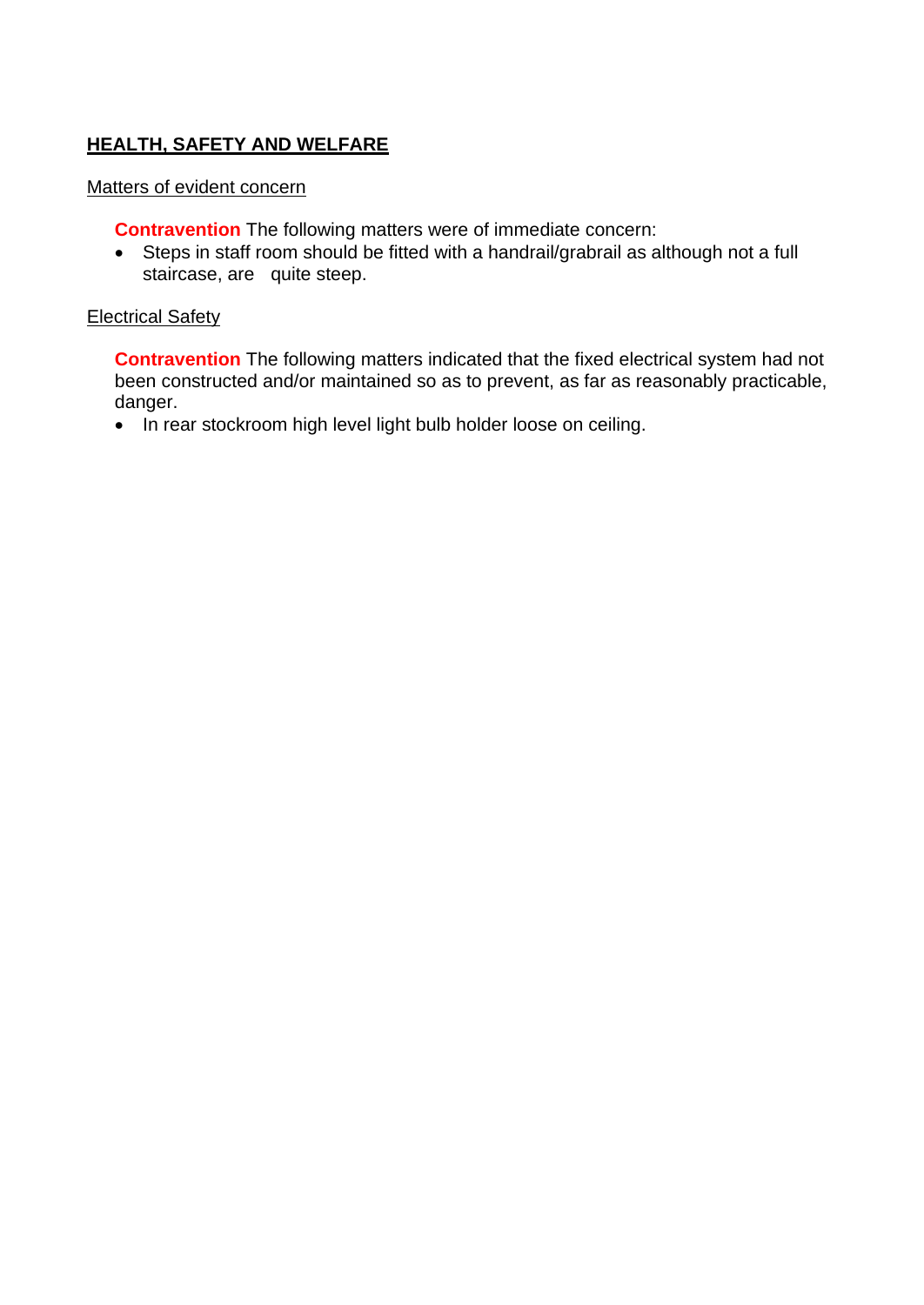## HEALTH, SAFETY AND WELFARE

Matters of evident concern

**Contravention** The following matters were of immediate concern:

- Steps in staff room should be fitted with a handrail/grabrail as although not a full staircase, are quite steep.

Electrical Safety

**Contravention** The following matters indicated that the fixed electrical system had not been constructed and/or maintained so as to prevent, as far as reasonably practicable, danger.

- In rear stockroom high level light bulb holder loose on ceiling.